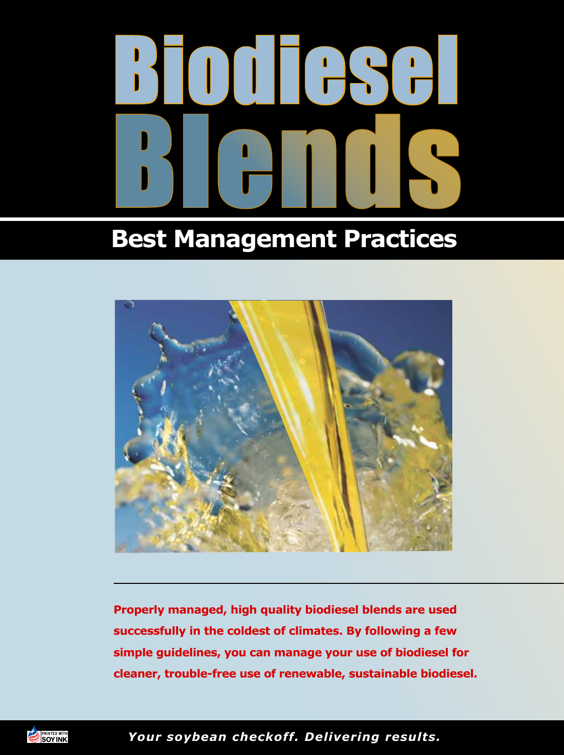# Biodiesel Blends

## Best Management Practices

**Properly managed, high quality biodiesel blends are used successfully in the coldest of climates. By following a few simple guidelines, you can manage your use of biodiesel for cleaner, trouble-free use of renewable, sustainable biodiesel.**

PRINTED WITH SOY INK

***Your soybean checkoff. Delivering results.***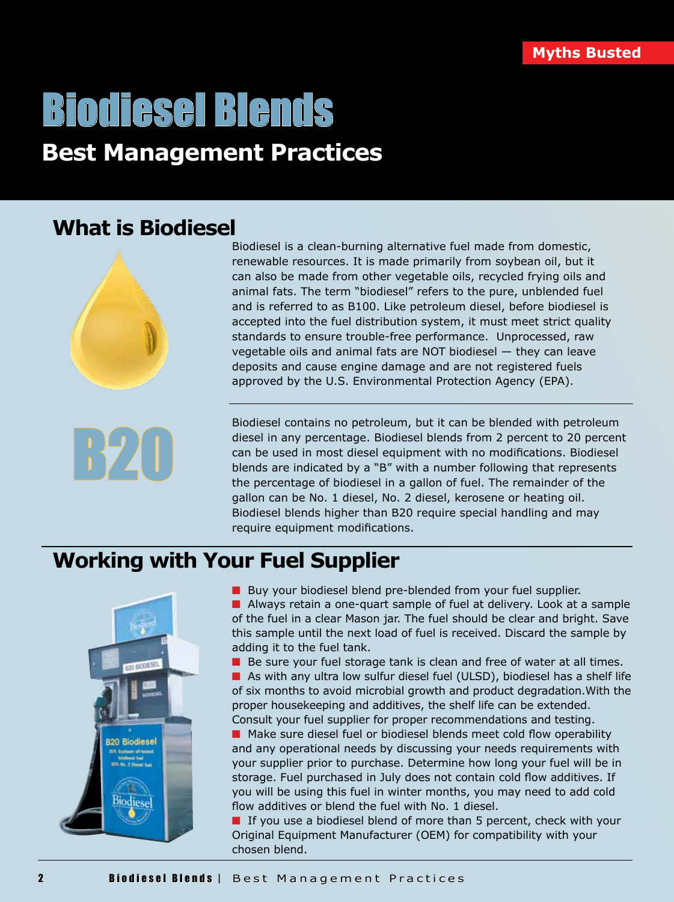Myths Busted

# Biodiesel Blends

## Best Management Practices

## What is Biodiesel

Biodiesel is a clean-burning alternative fuel made from domestic, renewable resources. It is made primarily from soybean oil, but it can also be made from other vegetable oils, recycled frying oils and animal fats. The term "biodiesel" refers to the pure, unblended fuel and is referred to as B100. Like petroleum diesel, before biodiesel is accepted into the fuel distribution system, it must meet strict quality standards to ensure trouble-free performance. Unprocessed, raw vegetable oils and animal fats are NOT biodiesel — they can leave deposits and cause engine damage and are not registered fuels approved by the U.S. Environmental Protection Agency (EPA).

B20

Biodiesel contains no petroleum, but it can be blended with petroleum diesel in any percentage. Biodiesel blends from 2 percent to 20 percent can be used in most diesel equipment with no modifications. Biodiesel blends are indicated by a "B" with a number following that represents the percentage of biodiesel in a gallon of fuel. The remainder of the gallon can be No. 1 diesel, No. 2 diesel, kerosene or heating oil. Biodiesel blends higher than B20 require special handling and may require equipment modifications.

## Working with Your Fuel Supplier

- Buy your biodiesel blend pre-blended from your fuel supplier.
- Always retain a one-quart sample of fuel at delivery. Look at a sample of the fuel in a clear Mason jar. The fuel should be clear and bright. Save this sample until the next load of fuel is received. Discard the sample by adding it to the fuel tank.
- Be sure your fuel storage tank is clean and free of water at all times.
- As with any ultra low sulfur diesel fuel (ULSD), biodiesel has a shelf life of six months to avoid microbial growth and product degradation.With the proper housekeeping and additives, the shelf life can be extended. Consult your fuel supplier for proper recommendations and testing.
- Make sure diesel fuel or biodiesel blends meet cold flow operability and any operational needs by discussing your needs requirements with your supplier prior to purchase. Determine how long your fuel will be in storage. Fuel purchased in July does not contain cold flow additives. If you will be using this fuel in winter months, you may need to add cold flow additives or blend the fuel with No. 1 diesel.
- If you use a biodiesel blend of more than 5 percent, check with your Original Equipment Manufacturer (OEM) for compatibility with your chosen blend.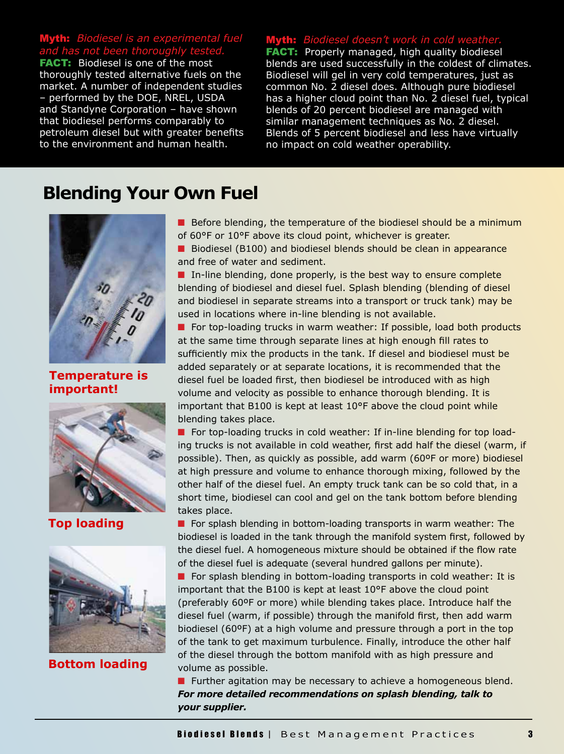**Myth:** *Biodiesel is an experimental fuel and has not been thoroughly tested.*
**FACT:** Biodiesel is one of the most thoroughly tested alternative fuels on the market. A number of independent studies – performed by the DOE, NREL, USDA and Standyne Corporation – have shown that biodiesel performs comparably to petroleum diesel but with greater benefits to the environment and human health.

**Myth:** *Biodiesel doesn't work in cold weather.*
**FACT:** Properly managed, high quality biodiesel blends are used successfully in the coldest of climates. Biodiesel will gel in very cold temperatures, just as common No. 2 diesel does. Although pure biodiesel has a higher cloud point than No. 2 diesel fuel, typical blends of 20 percent biodiesel are managed with similar management techniques as No. 2 diesel. Blends of 5 percent biodiesel and less have virtually no impact on cold weather operability.

## Blending Your Own Fuel

**Temperature is important!**

**Top loading**

**Bottom loading**

- Before blending, the temperature of the biodiesel should be a minimum of 60°F or 10°F above its cloud point, whichever is greater.
- Biodiesel (B100) and biodiesel blends should be clean in appearance and free of water and sediment.
- In-line blending, done properly, is the best way to ensure complete blending of biodiesel and diesel fuel. Splash blending (blending of diesel and biodiesel in separate streams into a transport or truck tank) may be used in locations where in-line blending is not available.
- For top-loading trucks in warm weather: If possible, load both products at the same time through separate lines at high enough fill rates to sufficiently mix the products in the tank. If diesel and biodiesel must be added separately or at separate locations, it is recommended that the diesel fuel be loaded first, then biodiesel be introduced with as high volume and velocity as possible to enhance thorough blending. It is important that B100 is kept at least 10°F above the cloud point while blending takes place.
- For top-loading trucks in cold weather: If in-line blending for top loading trucks is not available in cold weather, first add half the diesel (warm, if possible). Then, as quickly as possible, add warm (60ºF or more) biodiesel at high pressure and volume to enhance thorough mixing, followed by the other half of the diesel fuel. An empty truck tank can be so cold that, in a short time, biodiesel can cool and gel on the tank bottom before blending takes place.
- For splash blending in bottom-loading transports in warm weather: The biodiesel is loaded in the tank through the manifold system first, followed by the diesel fuel. A homogeneous mixture should be obtained if the flow rate of the diesel fuel is adequate (several hundred gallons per minute).
- For splash blending in bottom-loading transports in cold weather: It is important that the B100 is kept at least 10°F above the cloud point (preferably 60ºF or more) while blending takes place. Introduce half the diesel fuel (warm, if possible) through the manifold first, then add warm biodiesel (60ºF) at a high volume and pressure through a port in the top of the tank to get maximum turbulence. Finally, introduce the other half of the diesel through the bottom manifold with as high pressure and volume as possible.
- Further agitation may be necessary to achieve a homogeneous blend.

***For more detailed recommendations on splash blending, talk to your supplier.***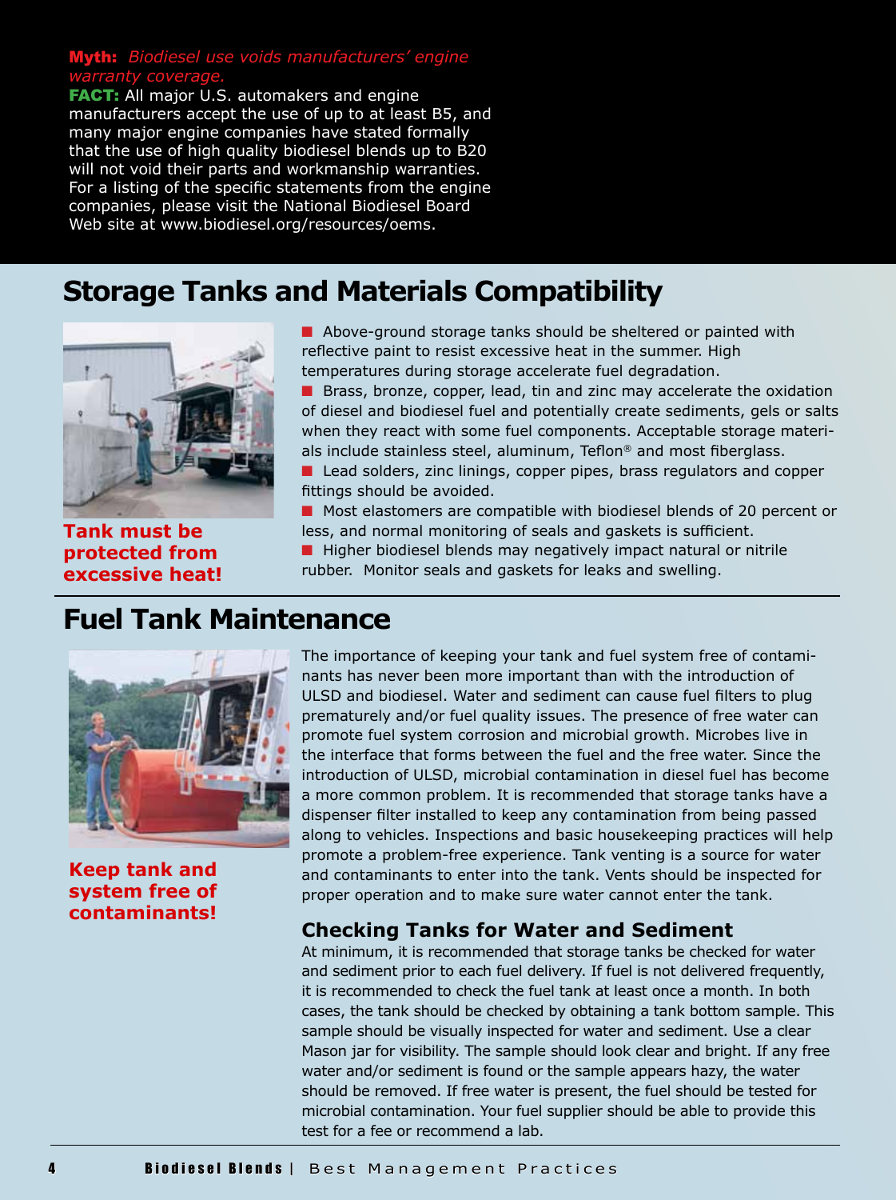**Myth:** *Biodiesel use voids manufacturers' engine warranty coverage.*

**FACT:** All major U.S. automakers and engine manufacturers accept the use of up to at least B5, and many major engine companies have stated formally that the use of high quality biodiesel blends up to B20 will not void their parts and workmanship warranties. For a listing of the specific statements from the engine companies, please visit the National Biodiesel Board Web site at www.biodiesel.org/resources/oems.

## Storage Tanks and Materials Compatibility

**Tank must be protected from excessive heat!**

- Above-ground storage tanks should be sheltered or painted with reflective paint to resist excessive heat in the summer. High temperatures during storage accelerate fuel degradation.
- Brass, bronze, copper, lead, tin and zinc may accelerate the oxidation of diesel and biodiesel fuel and potentially create sediments, gels or salts when they react with some fuel components. Acceptable storage materials include stainless steel, aluminum, Teflon® and most fiberglass.
- Lead solders, zinc linings, copper pipes, brass regulators and copper fittings should be avoided.
- Most elastomers are compatible with biodiesel blends of 20 percent or less, and normal monitoring of seals and gaskets is sufficient.
- Higher biodiesel blends may negatively impact natural or nitrile rubber. Monitor seals and gaskets for leaks and swelling.

## Fuel Tank Maintenance

**Keep tank and system free of contaminants!**

The importance of keeping your tank and fuel system free of contaminants has never been more important than with the introduction of ULSD and biodiesel. Water and sediment can cause fuel filters to plug prematurely and/or fuel quality issues. The presence of free water can promote fuel system corrosion and microbial growth. Microbes live in the interface that forms between the fuel and the free water. Since the introduction of ULSD, microbial contamination in diesel fuel has become a more common problem. It is recommended that storage tanks have a dispenser filter installed to keep any contamination from being passed along to vehicles. Inspections and basic housekeeping practices will help promote a problem-free experience. Tank venting is a source for water and contaminants to enter into the tank. Vents should be inspected for proper operation and to make sure water cannot enter the tank.

### Checking Tanks for Water and Sediment

At minimum, it is recommended that storage tanks be checked for water and sediment prior to each fuel delivery. If fuel is not delivered frequently, it is recommended to check the fuel tank at least once a month. In both cases, the tank should be checked by obtaining a tank bottom sample. This sample should be visually inspected for water and sediment. Use a clear Mason jar for visibility. The sample should look clear and bright. If any free water and/or sediment is found or the sample appears hazy, the water should be removed. If free water is present, the fuel should be tested for microbial contamination. Your fuel supplier should be able to provide this test for a fee or recommend a lab.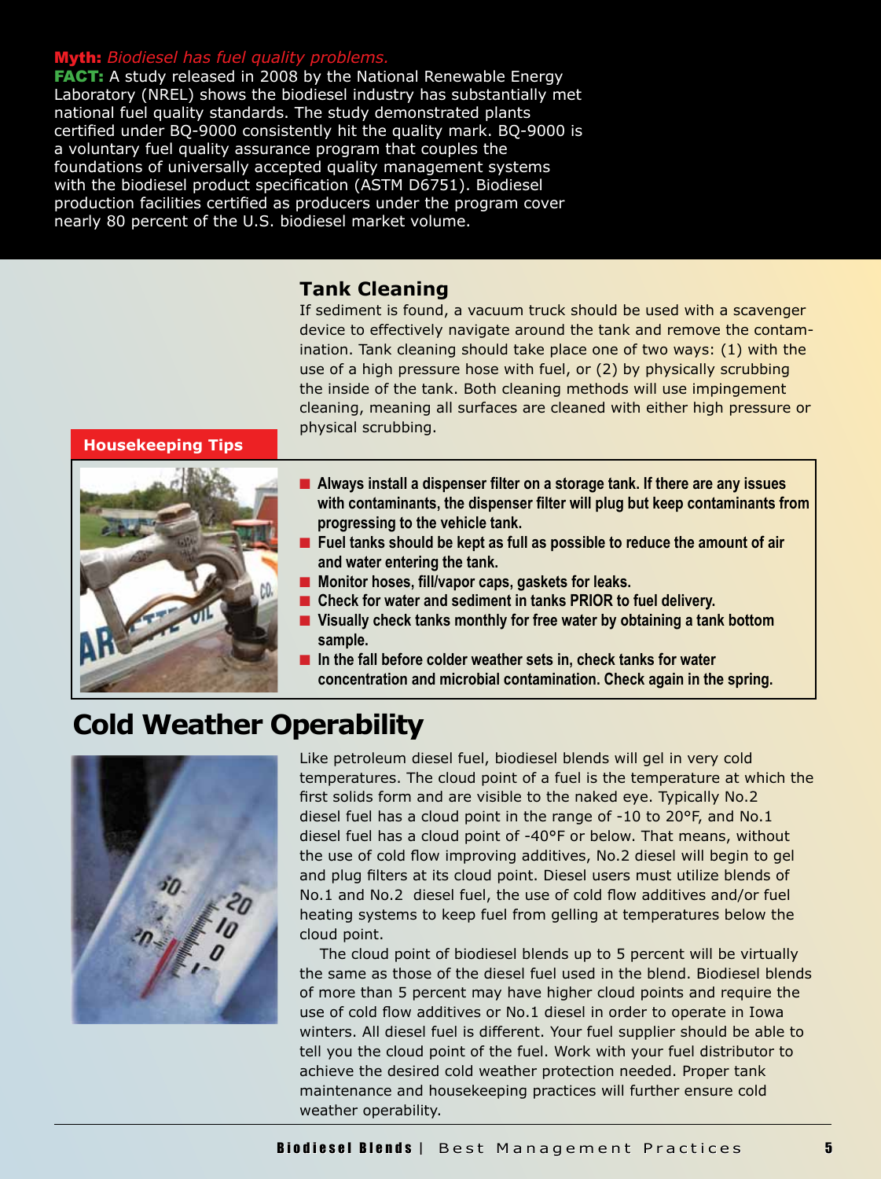**Myth:** *Biodiesel has fuel quality problems.*

**FACT:** A study released in 2008 by the National Renewable Energy Laboratory (NREL) shows the biodiesel industry has substantially met national fuel quality standards. The study demonstrated plants certified under BQ-9000 consistently hit the quality mark. BQ-9000 is a voluntary fuel quality assurance program that couples the foundations of universally accepted quality management systems with the biodiesel product specification (ASTM D6751). Biodiesel production facilities certified as producers under the program cover nearly 80 percent of the U.S. biodiesel market volume.

### Tank Cleaning

If sediment is found, a vacuum truck should be used with a scavenger device to effectively navigate around the tank and remove the contamination. Tank cleaning should take place one of two ways: (1) with the use of a high pressure hose with fuel, or (2) by physically scrubbing the inside of the tank. Both cleaning methods will use impingement cleaning, meaning all surfaces are cleaned with either high pressure or physical scrubbing.

### Housekeeping Tips

- **Always install a dispenser filter on a storage tank. If there are any issues with contaminants, the dispenser filter will plug but keep contaminants from progressing to the vehicle tank.**
- **Fuel tanks should be kept as full as possible to reduce the amount of air and water entering the tank.**
- **Monitor hoses, fill/vapor caps, gaskets for leaks.**
- **Check for water and sediment in tanks PRIOR to fuel delivery.**
- **Visually check tanks monthly for free water by obtaining a tank bottom sample.**
- **In the fall before colder weather sets in, check tanks for water concentration and microbial contamination. Check again in the spring.**

## Cold Weather Operability

Like petroleum diesel fuel, biodiesel blends will gel in very cold temperatures. The cloud point of a fuel is the temperature at which the first solids form and are visible to the naked eye. Typically No.2 diesel fuel has a cloud point in the range of -10 to 20°F, and No.1 diesel fuel has a cloud point of -40°F or below. That means, without the use of cold flow improving additives, No.2 diesel will begin to gel and plug filters at its cloud point. Diesel users must utilize blends of No.1 and No.2 diesel fuel, the use of cold flow additives and/or fuel heating systems to keep fuel from gelling at temperatures below the cloud point.

The cloud point of biodiesel blends up to 5 percent will be virtually the same as those of the diesel fuel used in the blend. Biodiesel blends of more than 5 percent may have higher cloud points and require the use of cold flow additives or No.1 diesel in order to operate in Iowa winters. All diesel fuel is different. Your fuel supplier should be able to tell you the cloud point of the fuel. Work with your fuel distributor to achieve the desired cold weather protection needed. Proper tank maintenance and housekeeping practices will further ensure cold weather operability.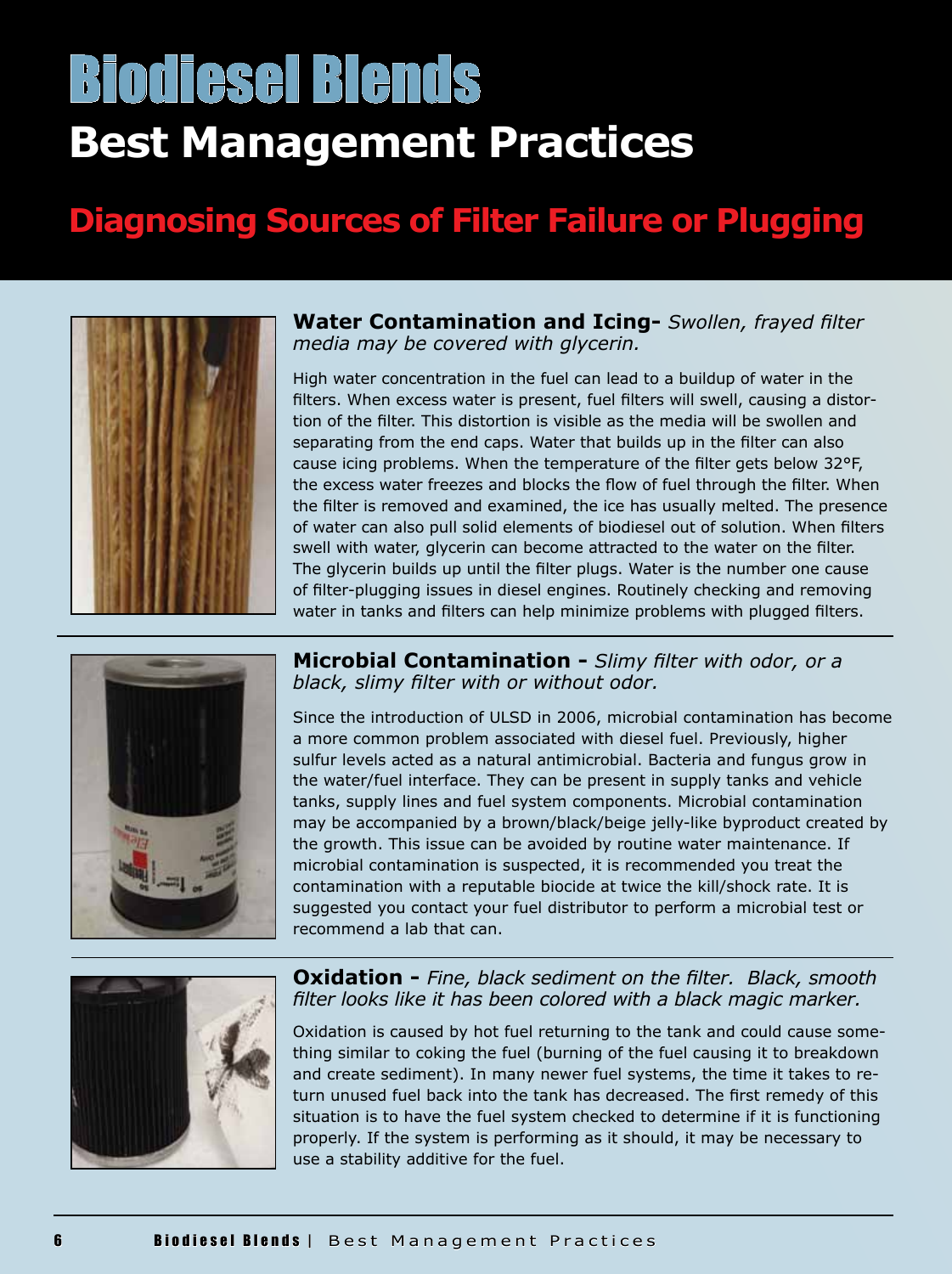# Biodiesel Blends

# Best Management Practices

## Diagnosing Sources of Filter Failure or Plugging

### Water Contamination and Icing- *Swollen, frayed filter media may be covered with glycerin.*

High water concentration in the fuel can lead to a buildup of water in the filters. When excess water is present, fuel filters will swell, causing a distortion of the filter. This distortion is visible as the media will be swollen and separating from the end caps. Water that builds up in the filter can also cause icing problems. When the temperature of the filter gets below 32°F, the excess water freezes and blocks the flow of fuel through the filter. When the filter is removed and examined, the ice has usually melted. The presence of water can also pull solid elements of biodiesel out of solution. When filters swell with water, glycerin can become attracted to the water on the filter. The glycerin builds up until the filter plugs. Water is the number one cause of filter-plugging issues in diesel engines. Routinely checking and removing water in tanks and filters can help minimize problems with plugged filters.

### Microbial Contamination - *Slimy filter with odor, or a black, slimy filter with or without odor.*

Since the introduction of ULSD in 2006, microbial contamination has become a more common problem associated with diesel fuel. Previously, higher sulfur levels acted as a natural antimicrobial. Bacteria and fungus grow in the water/fuel interface. They can be present in supply tanks and vehicle tanks, supply lines and fuel system components. Microbial contamination may be accompanied by a brown/black/beige jelly-like byproduct created by the growth. This issue can be avoided by routine water maintenance. If microbial contamination is suspected, it is recommended you treat the contamination with a reputable biocide at twice the kill/shock rate. It is suggested you contact your fuel distributor to perform a microbial test or recommend a lab that can.

### Oxidation - *Fine, black sediment on the filter. Black, smooth filter looks like it has been colored with a black magic marker.*

Oxidation is caused by hot fuel returning to the tank and could cause something similar to coking the fuel (burning of the fuel causing it to breakdown and create sediment). In many newer fuel systems, the time it takes to return unused fuel back into the tank has decreased. The first remedy of this situation is to have the fuel system checked to determine if it is functioning properly. If the system is performing as it should, it may be necessary to use a stability additive for the fuel.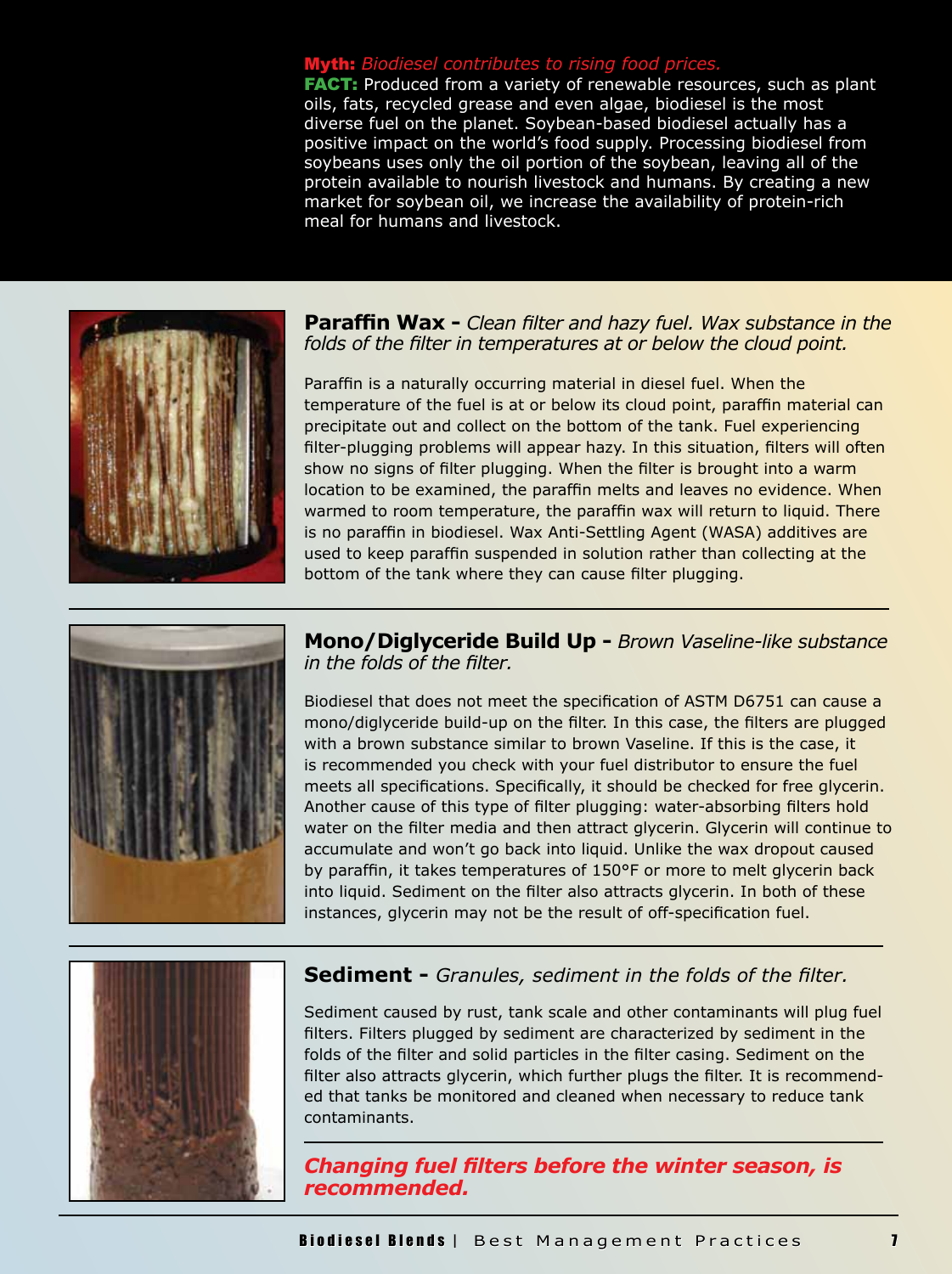**Myth:** *Biodiesel contributes to rising food prices.*

**FACT:** Produced from a variety of renewable resources, such as plant oils, fats, recycled grease and even algae, biodiesel is the most diverse fuel on the planet. Soybean-based biodiesel actually has a positive impact on the world's food supply. Processing biodiesel from soybeans uses only the oil portion of the soybean, leaving all of the protein available to nourish livestock and humans. By creating a new market for soybean oil, we increase the availability of protein-rich meal for humans and livestock.

## Paraffin Wax - *Clean filter and hazy fuel. Wax substance in the folds of the filter in temperatures at or below the cloud point.*

Paraffin is a naturally occurring material in diesel fuel. When the temperature of the fuel is at or below its cloud point, paraffin material can precipitate out and collect on the bottom of the tank. Fuel experiencing filter-plugging problems will appear hazy. In this situation, filters will often show no signs of filter plugging. When the filter is brought into a warm location to be examined, the paraffin melts and leaves no evidence. When warmed to room temperature, the paraffin wax will return to liquid. There is no paraffin in biodiesel. Wax Anti-Settling Agent (WASA) additives are used to keep paraffin suspended in solution rather than collecting at the bottom of the tank where they can cause filter plugging.

## Mono/Diglyceride Build Up - *Brown Vaseline-like substance in the folds of the filter.*

Biodiesel that does not meet the specification of ASTM D6751 can cause a mono/diglyceride build-up on the filter. In this case, the filters are plugged with a brown substance similar to brown Vaseline. If this is the case, it is recommended you check with your fuel distributor to ensure the fuel meets all specifications. Specifically, it should be checked for free glycerin. Another cause of this type of filter plugging: water-absorbing filters hold water on the filter media and then attract glycerin. Glycerin will continue to accumulate and won't go back into liquid. Unlike the wax dropout caused by paraffin, it takes temperatures of 150°F or more to melt glycerin back into liquid. Sediment on the filter also attracts glycerin. In both of these instances, glycerin may not be the result of off-specification fuel.

## Sediment - *Granules, sediment in the folds of the filter.*

Sediment caused by rust, tank scale and other contaminants will plug fuel filters. Filters plugged by sediment are characterized by sediment in the folds of the filter and solid particles in the filter casing. Sediment on the filter also attracts glycerin, which further plugs the filter. It is recommended that tanks be monitored and cleaned when necessary to reduce tank contaminants.

***Changing fuel filters before the winter season, is recommended.***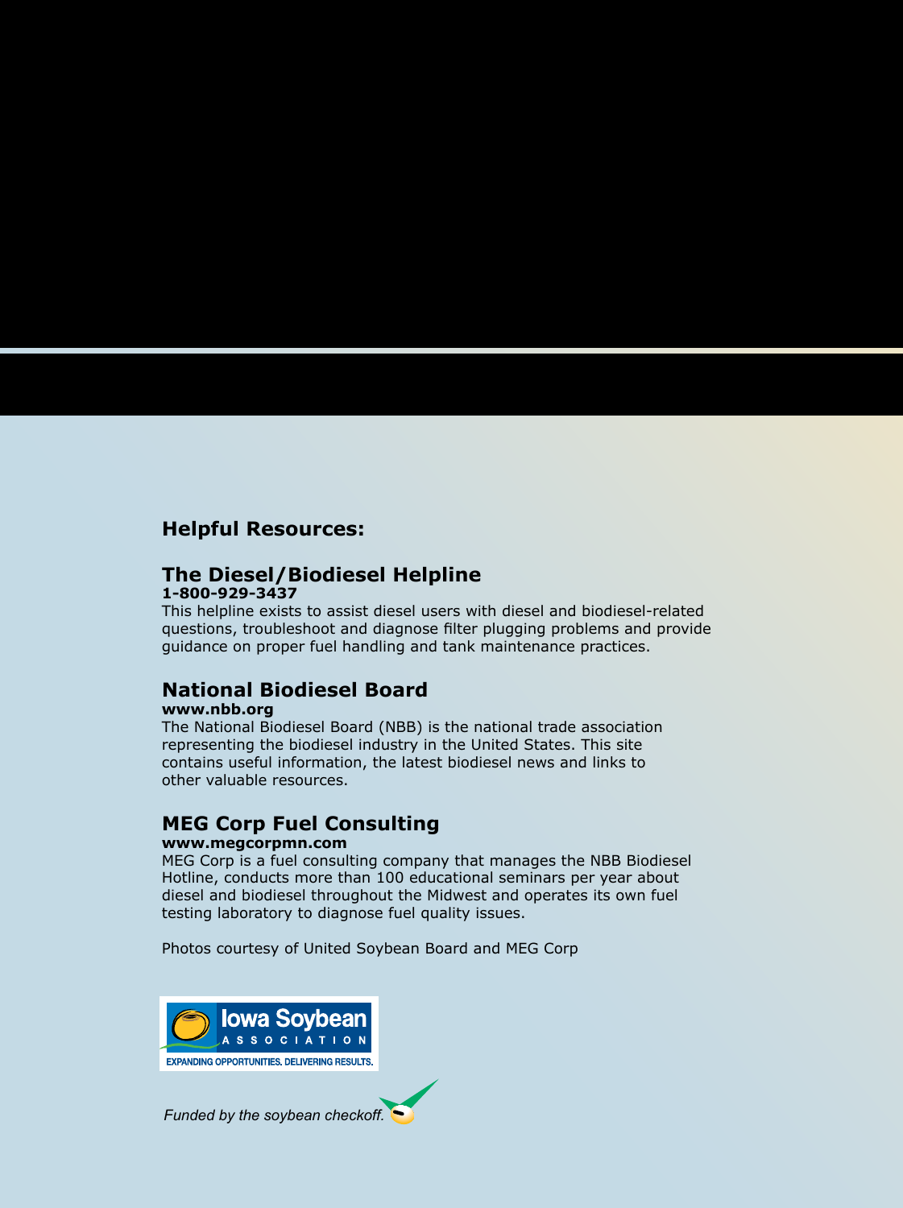## Helpful Resources:

### The Diesel/Biodiesel Helpline

**1-800-929-3437**

This helpline exists to assist diesel users with diesel and biodiesel-related questions, troubleshoot and diagnose filter plugging problems and provide guidance on proper fuel handling and tank maintenance practices.

### National Biodiesel Board

**www.nbb.org**

The National Biodiesel Board (NBB) is the national trade association representing the biodiesel industry in the United States. This site contains useful information, the latest biodiesel news and links to other valuable resources.

### MEG Corp Fuel Consulting

**www.megcorpmn.com**

MEG Corp is a fuel consulting company that manages the NBB Biodiesel Hotline, conducts more than 100 educational seminars per year about diesel and biodiesel throughout the Midwest and operates its own fuel testing laboratory to diagnose fuel quality issues.

Photos courtesy of United Soybean Board and MEG Corp

Iowa Soybean Association

EXPANDING OPPORTUNITIES. DELIVERING RESULTS.

*Funded by the soybean checkoff.*